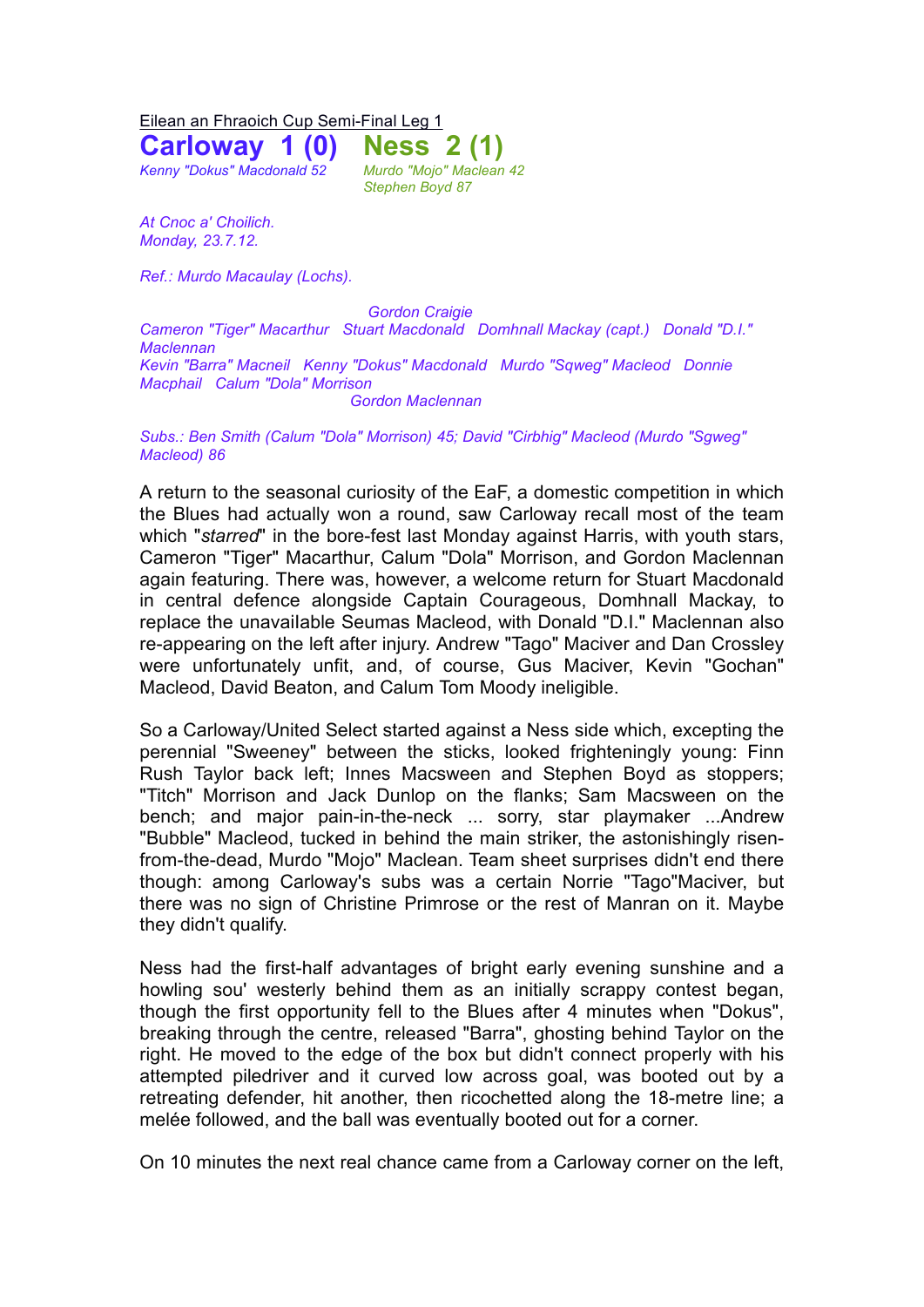Eilean an Fhraoich Cup Semi-Final Leg 1

# Carloway 1 (0) Ness 2 (1)

*Kenny "Dokus" Macdonald 52* — *Murdo "Mojo" Maclean 42*, *Stephen Boyd 87*

*At Cnoc a' Choilich.*
*Monday, 23.7.12.*

*Ref.: Murdo Macaulay (Lochs).*

*Gordon Craigie*
*Cameron "Tiger" Macarthur   Stuart Macdonald   Domhnall Mackay (capt.)   Donald "D.I." Maclennan*
*Kevin "Barra" Macneil   Kenny "Dokus" Macdonald   Murdo "Sqweg" Macleod   Donnie Macphail   Calum "Dola" Morrison*
*Gordon Maclennan*

*Subs.: Ben Smith (Calum "Dola" Morrison) 45; David "Cirbhig" Macleod (Murdo "Sgweg" Macleod) 86*

A return to the seasonal curiosity of the EaF, a domestic competition in which the Blues had actually won a round, saw Carloway recall most of the team which "*starred*" in the bore-fest last Monday against Harris, with youth stars, Cameron "Tiger" Macarthur, Calum "Dola" Morrison, and Gordon Maclennan again featuring. There was, however, a welcome return for Stuart Macdonald in central defence alongside Captain Courageous, Domhnall Mackay, to replace the unavailable Seumas Macleod, with Donald "D.I." Maclennan also re-appearing on the left after injury. Andrew "Tago" Maciver and Dan Crossley were unfortunately unfit, and, of course, Gus Maciver, Kevin "Gochan" Macleod, David Beaton, and Calum Tom Moody ineligible.

So a Carloway/United Select started against a Ness side which, excepting the perennial "Sweeney" between the sticks, looked frighteningly young: Finn Rush Taylor back left; Innes Macsween and Stephen Boyd as stoppers; "Titch" Morrison and Jack Dunlop on the flanks; Sam Macsween on the bench; and major pain-in-the-neck ... sorry, star playmaker ...Andrew "Bubble" Macleod, tucked in behind the main striker, the astonishingly risen-from-the-dead, Murdo "Mojo" Maclean. Team sheet surprises didn't end there though: among Carloway's subs was a certain Norrie "Tago"Maciver, but there was no sign of Christine Primrose or the rest of Manran on it. Maybe they didn't qualify.

Ness had the first-half advantages of bright early evening sunshine and a howling sou' westerly behind them as an initially scrappy contest began, though the first opportunity fell to the Blues after 4 minutes when "Dokus", breaking through the centre, released "Barra", ghosting behind Taylor on the right. He moved to the edge of the box but didn't connect properly with his attempted piledriver and it curved low across goal, was booted out by a retreating defender, hit another, then ricochetted along the 18-metre line; a melée followed, and the ball was eventually booted out for a corner.

On 10 minutes the next real chance came from a Carloway corner on the left,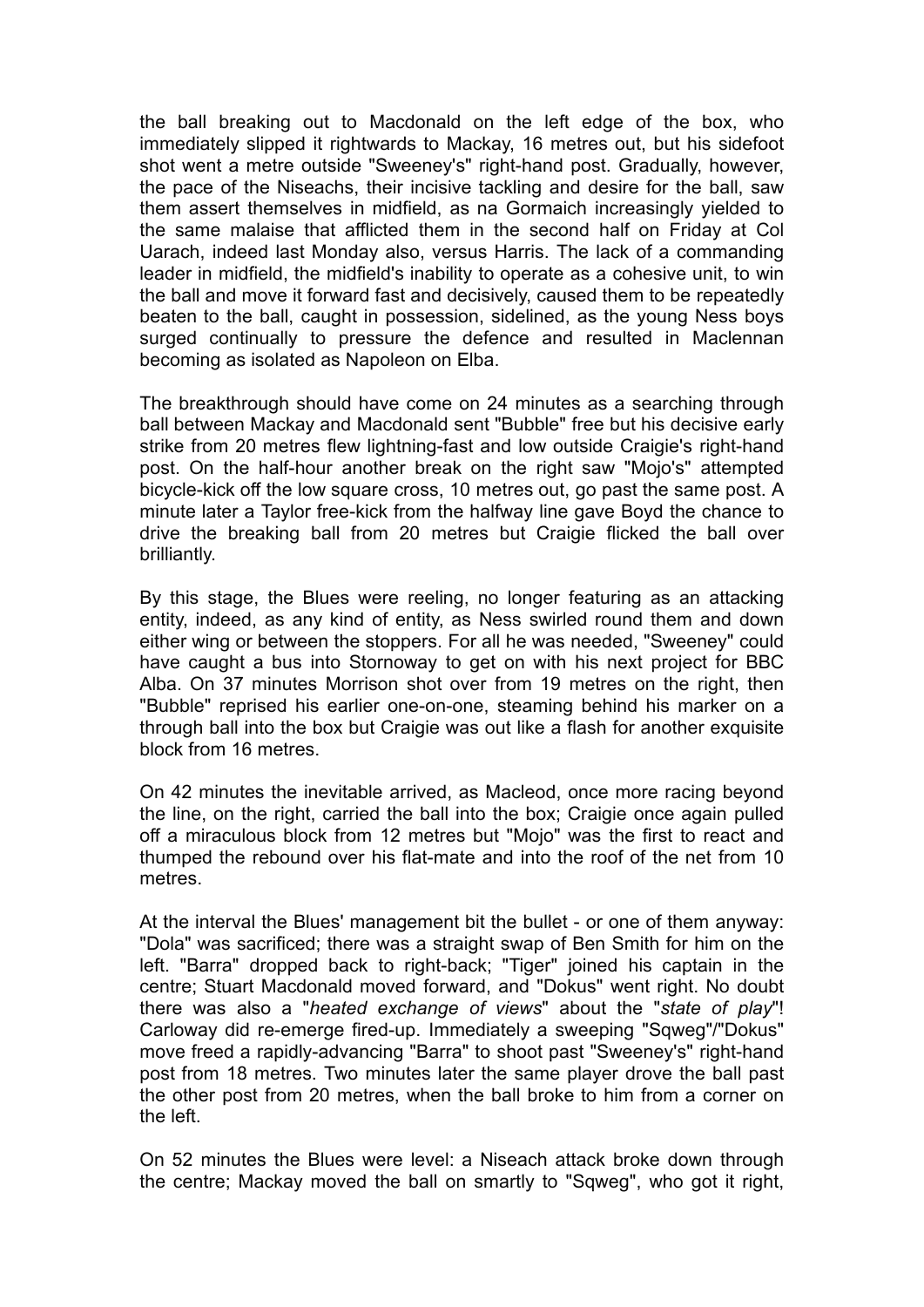the ball breaking out to Macdonald on the left edge of the box, who immediately slipped it rightwards to Mackay, 16 metres out, but his sidefoot shot went a metre outside "Sweeney's" right-hand post. Gradually, however, the pace of the Niseachs, their incisive tackling and desire for the ball, saw them assert themselves in midfield, as na Gormaich increasingly yielded to the same malaise that afflicted them in the second half on Friday at Col Uarach, indeed last Monday also, versus Harris. The lack of a commanding leader in midfield, the midfield's inability to operate as a cohesive unit, to win the ball and move it forward fast and decisively, caused them to be repeatedly beaten to the ball, caught in possession, sidelined, as the young Ness boys surged continually to pressure the defence and resulted in Maclennan becoming as isolated as Napoleon on Elba.

The breakthrough should have come on 24 minutes as a searching through ball between Mackay and Macdonald sent "Bubble" free but his decisive early strike from 20 metres flew lightning-fast and low outside Craigie's right-hand post. On the half-hour another break on the right saw "Mojo's" attempted bicycle-kick off the low square cross, 10 metres out, go past the same post. A minute later a Taylor free-kick from the halfway line gave Boyd the chance to drive the breaking ball from 20 metres but Craigie flicked the ball over brilliantly.

By this stage, the Blues were reeling, no longer featuring as an attacking entity, indeed, as any kind of entity, as Ness swirled round them and down either wing or between the stoppers. For all he was needed, "Sweeney" could have caught a bus into Stornoway to get on with his next project for BBC Alba. On 37 minutes Morrison shot over from 19 metres on the right, then "Bubble" reprised his earlier one-on-one, steaming behind his marker on a through ball into the box but Craigie was out like a flash for another exquisite block from 16 metres.

On 42 minutes the inevitable arrived, as Macleod, once more racing beyond the line, on the right, carried the ball into the box; Craigie once again pulled off a miraculous block from 12 metres but "Mojo" was the first to react and thumped the rebound over his flat-mate and into the roof of the net from 10 metres.

At the interval the Blues' management bit the bullet - or one of them anyway: "Dola" was sacrificed; there was a straight swap of Ben Smith for him on the left. "Barra" dropped back to right-back; "Tiger" joined his captain in the centre; Stuart Macdonald moved forward, and "Dokus" went right. No doubt there was also a "*heated exchange of views*" about the "*state of play*"! Carloway did re-emerge fired-up. Immediately a sweeping "Sqweg"/"Dokus" move freed a rapidly-advancing "Barra" to shoot past "Sweeney's" right-hand post from 18 metres. Two minutes later the same player drove the ball past the other post from 20 metres, when the ball broke to him from a corner on the left.

On 52 minutes the Blues were level: a Niseach attack broke down through the centre; Mackay moved the ball on smartly to "Sqweg", who got it right,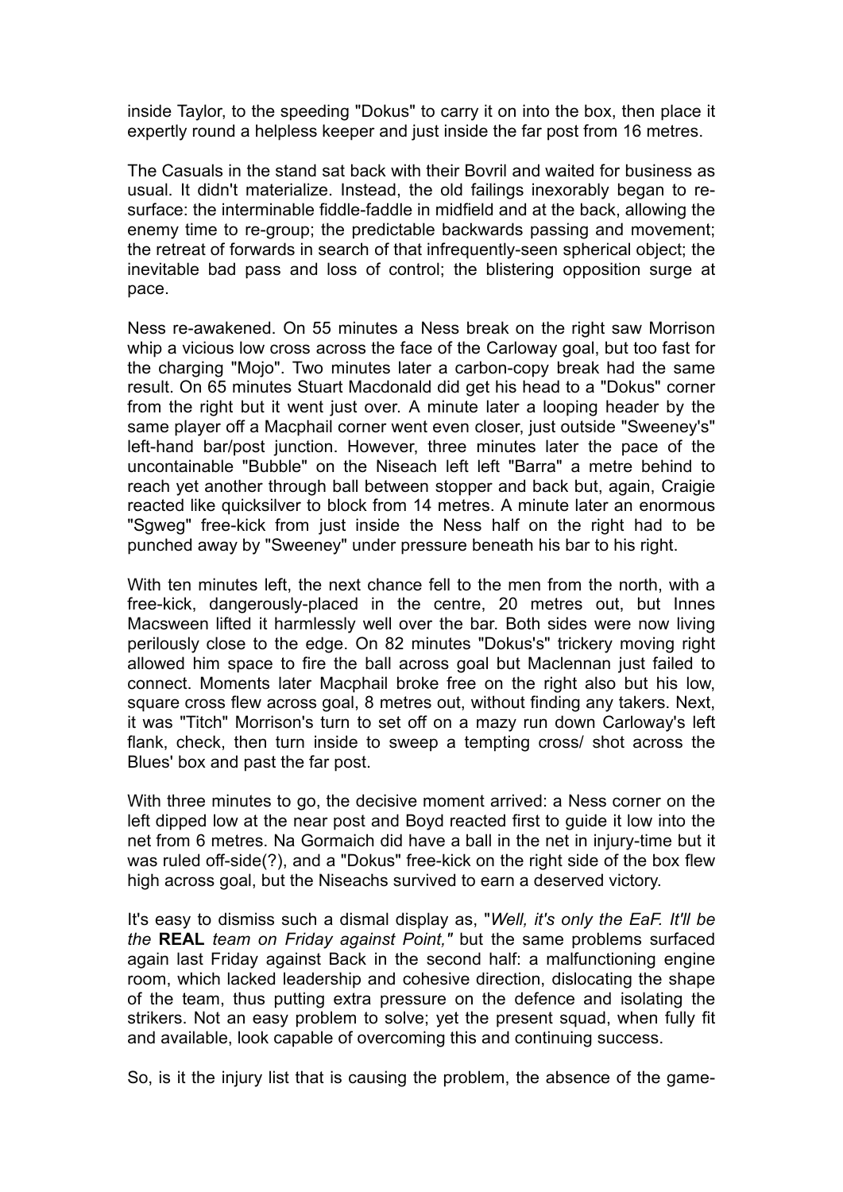inside Taylor, to the speeding "Dokus" to carry it on into the box, then place it expertly round a helpless keeper and just inside the far post from 16 metres.

The Casuals in the stand sat back with their Bovril and waited for business as usual. It didn't materialize. Instead, the old failings inexorably began to re-surface: the interminable fiddle-faddle in midfield and at the back, allowing the enemy time to re-group; the predictable backwards passing and movement; the retreat of forwards in search of that infrequently-seen spherical object; the inevitable bad pass and loss of control; the blistering opposition surge at pace.

Ness re-awakened. On 55 minutes a Ness break on the right saw Morrison whip a vicious low cross across the face of the Carloway goal, but too fast for the charging "Mojo". Two minutes later a carbon-copy break had the same result. On 65 minutes Stuart Macdonald did get his head to a "Dokus" corner from the right but it went just over. A minute later a looping header by the same player off a Macphail corner went even closer, just outside "Sweeney's" left-hand bar/post junction. However, three minutes later the pace of the uncontainable "Bubble" on the Niseach left left "Barra" a metre behind to reach yet another through ball between stopper and back but, again, Craigie reacted like quicksilver to block from 14 metres. A minute later an enormous "Sgweg" free-kick from just inside the Ness half on the right had to be punched away by "Sweeney" under pressure beneath his bar to his right.

With ten minutes left, the next chance fell to the men from the north, with a free-kick, dangerously-placed in the centre, 20 metres out, but Innes Macsween lifted it harmlessly well over the bar. Both sides were now living perilously close to the edge. On 82 minutes "Dokus's" trickery moving right allowed him space to fire the ball across goal but Maclennan just failed to connect. Moments later Macphail broke free on the right also but his low, square cross flew across goal, 8 metres out, without finding any takers. Next, it was "Titch" Morrison's turn to set off on a mazy run down Carloway's left flank, check, then turn inside to sweep a tempting cross/ shot across the Blues' box and past the far post.

With three minutes to go, the decisive moment arrived: a Ness corner on the left dipped low at the near post and Boyd reacted first to guide it low into the net from 6 metres. Na Gormaich did have a ball in the net in injury-time but it was ruled off-side(?), and a "Dokus" free-kick on the right side of the box flew high across goal, but the Niseachs survived to earn a deserved victory.

It's easy to dismiss such a dismal display as, "*Well, it's only the EaF. It'll be the* **REAL** *team on Friday against Point,"* but the same problems surfaced again last Friday against Back in the second half: a malfunctioning engine room, which lacked leadership and cohesive direction, dislocating the shape of the team, thus putting extra pressure on the defence and isolating the strikers. Not an easy problem to solve; yet the present squad, when fully fit and available, look capable of overcoming this and continuing success.

So, is it the injury list that is causing the problem, the absence of the game-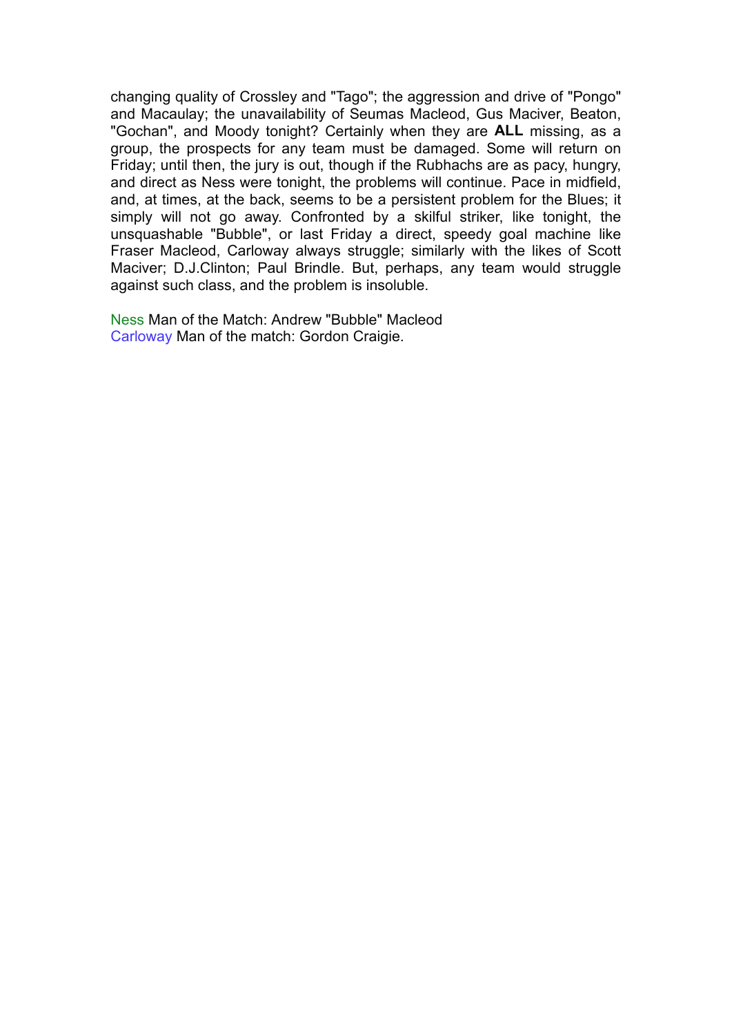changing quality of Crossley and "Tago"; the aggression and drive of "Pongo" and Macaulay; the unavailability of Seumas Macleod, Gus Maciver, Beaton, "Gochan", and Moody tonight? Certainly when they are **ALL** missing, as a group, the prospects for any team must be damaged. Some will return on Friday; until then, the jury is out, though if the Rubhachs are as pacy, hungry, and direct as Ness were tonight, the problems will continue. Pace in midfield, and, at times, at the back, seems to be a persistent problem for the Blues; it simply will not go away. Confronted by a skilful striker, like tonight, the unsquashable "Bubble", or last Friday a direct, speedy goal machine like Fraser Macleod, Carloway always struggle; similarly with the likes of Scott Maciver; D.J.Clinton; Paul Brindle. But, perhaps, any team would struggle against such class, and the problem is insoluble.

Ness Man of the Match: Andrew "Bubble" Macleod
Carloway Man of the match: Gordon Craigie.